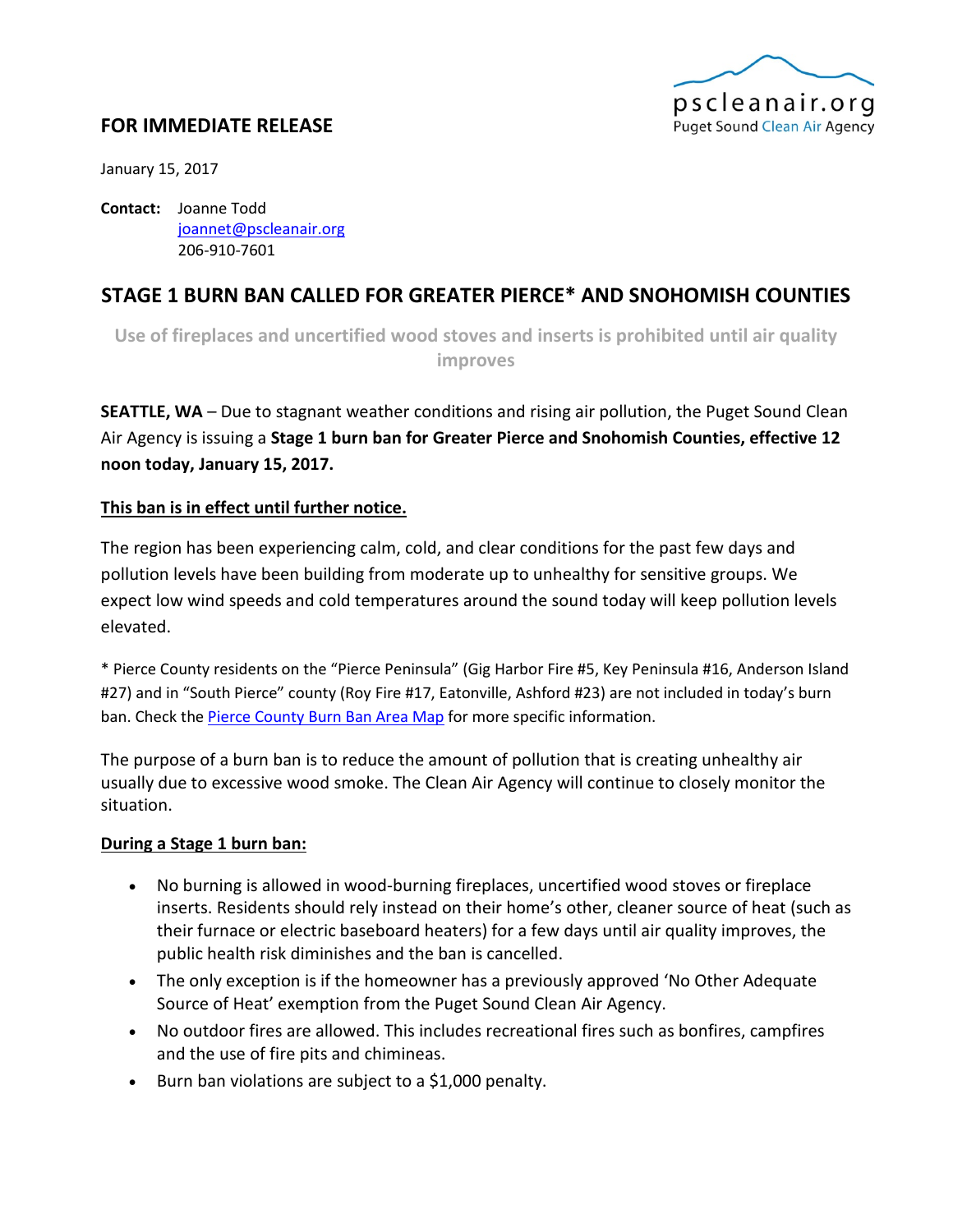pscleanair.org
Puget Sound Clean Air Agency

**FOR IMMEDIATE RELEASE**

January 15, 2017

**Contact:** Joanne Todd
joannet@pscleanair.org
206-910-7601

# STAGE 1 BURN BAN CALLED FOR GREATER PIERCE* AND SNOHOMISH COUNTIES

## Use of fireplaces and uncertified wood stoves and inserts is prohibited until air quality improves

**SEATTLE, WA** – Due to stagnant weather conditions and rising air pollution, the Puget Sound Clean Air Agency is issuing a **Stage 1 burn ban for Greater Pierce and Snohomish Counties, effective 12 noon today, January 15, 2017.**

**This ban is in effect until further notice.**

The region has been experiencing calm, cold, and clear conditions for the past few days and pollution levels have been building from moderate up to unhealthy for sensitive groups. We expect low wind speeds and cold temperatures around the sound today will keep pollution levels elevated.

* Pierce County residents on the "Pierce Peninsula" (Gig Harbor Fire #5, Key Peninsula #16, Anderson Island #27) and in "South Pierce" county (Roy Fire #17, Eatonville, Ashford #23) are not included in today's burn ban. Check the Pierce County Burn Ban Area Map for more specific information.

The purpose of a burn ban is to reduce the amount of pollution that is creating unhealthy air usually due to excessive wood smoke. The Clean Air Agency will continue to closely monitor the situation.

**During a Stage 1 burn ban:**

- No burning is allowed in wood-burning fireplaces, uncertified wood stoves or fireplace inserts. Residents should rely instead on their home's other, cleaner source of heat (such as their furnace or electric baseboard heaters) for a few days until air quality improves, the public health risk diminishes and the ban is cancelled.
- The only exception is if the homeowner has a previously approved 'No Other Adequate Source of Heat' exemption from the Puget Sound Clean Air Agency.
- No outdoor fires are allowed. This includes recreational fires such as bonfires, campfires and the use of fire pits and chimineas.
- Burn ban violations are subject to a $1,000 penalty.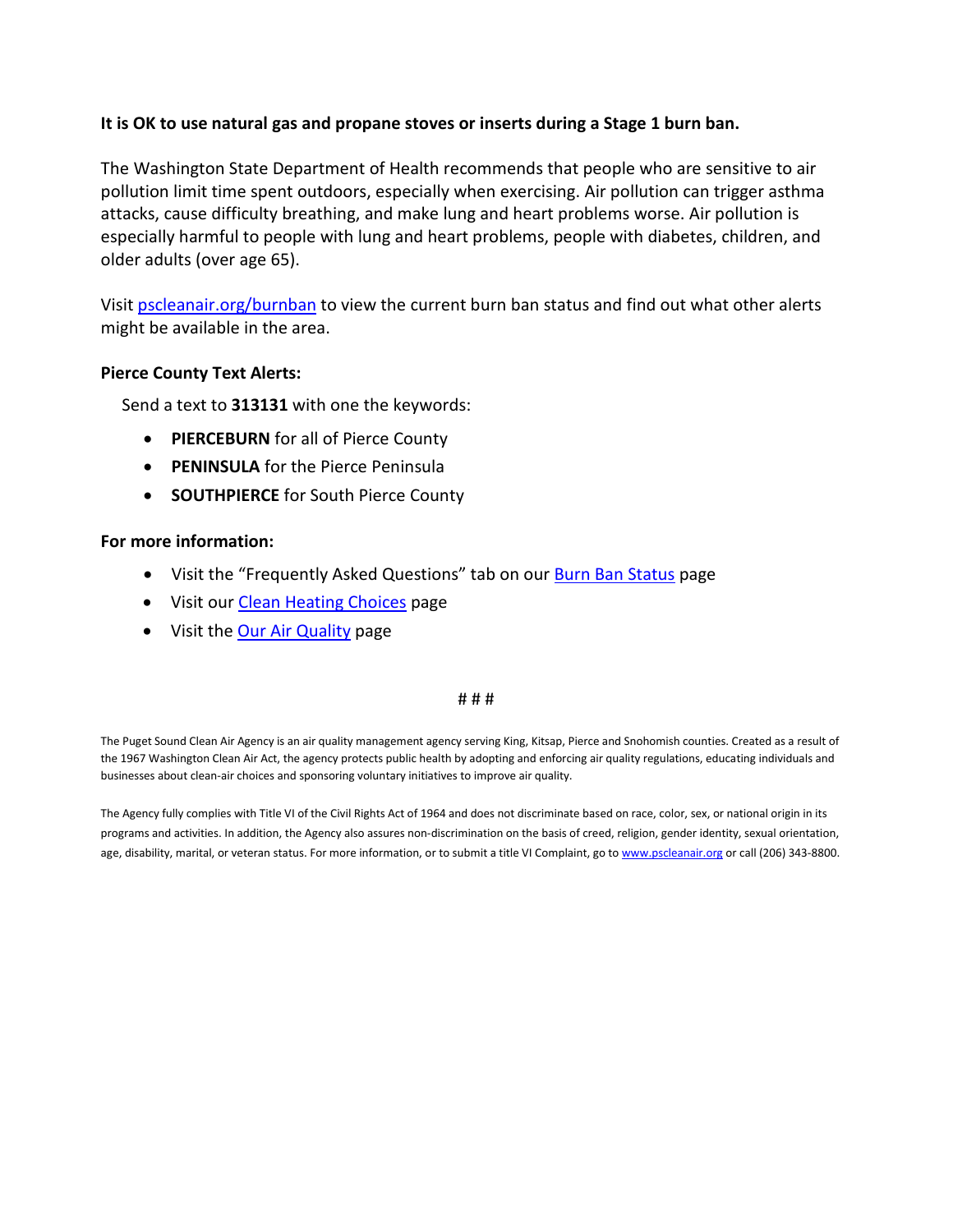**It is OK to use natural gas and propane stoves or inserts during a Stage 1 burn ban.**

The Washington State Department of Health recommends that people who are sensitive to air pollution limit time spent outdoors, especially when exercising. Air pollution can trigger asthma attacks, cause difficulty breathing, and make lung and heart problems worse. Air pollution is especially harmful to people with lung and heart problems, people with diabetes, children, and older adults (over age 65).

Visit pscleanair.org/burnban to view the current burn ban status and find out what other alerts might be available in the area.

**Pierce County Text Alerts:**

Send a text to **313131** with one the keywords:

- **PIERCEBURN** for all of Pierce County
- **PENINSULA** for the Pierce Peninsula
- **SOUTHPIERCE** for South Pierce County

**For more information:**

- Visit the "Frequently Asked Questions" tab on our Burn Ban Status page
- Visit our Clean Heating Choices page
- Visit the Our Air Quality page

# # #

The Puget Sound Clean Air Agency is an air quality management agency serving King, Kitsap, Pierce and Snohomish counties. Created as a result of the 1967 Washington Clean Air Act, the agency protects public health by adopting and enforcing air quality regulations, educating individuals and businesses about clean-air choices and sponsoring voluntary initiatives to improve air quality.

The Agency fully complies with Title VI of the Civil Rights Act of 1964 and does not discriminate based on race, color, sex, or national origin in its programs and activities. In addition, the Agency also assures non-discrimination on the basis of creed, religion, gender identity, sexual orientation, age, disability, marital, or veteran status. For more information, or to submit a title VI Complaint, go to www.pscleanair.org or call (206) 343-8800.